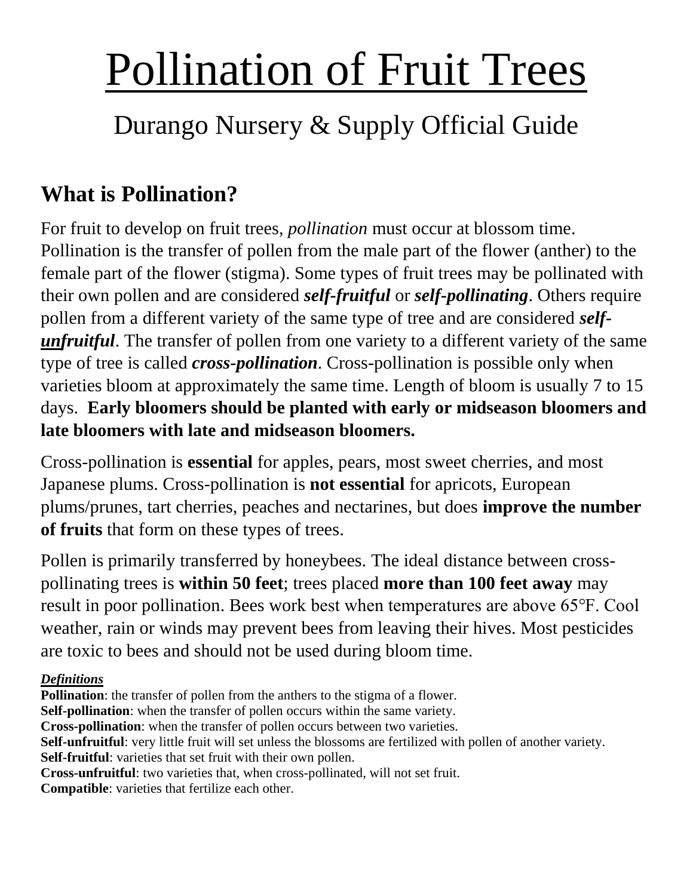# Pollination of Fruit Trees

## Durango Nursery & Supply Official Guide

### What is Pollination?

For fruit to develop on fruit trees, *pollination* must occur at blossom time. Pollination is the transfer of pollen from the male part of the flower (anther) to the female part of the flower (stigma). Some types of fruit trees may be pollinated with their own pollen and are considered ***self-fruitful*** or ***self-pollinating***. Others require pollen from a different variety of the same type of tree and are considered ***self-unfruitful***. The transfer of pollen from one variety to a different variety of the same type of tree is called ***cross-pollination***. Cross-pollination is possible only when varieties bloom at approximately the same time. Length of bloom is usually 7 to 15 days. **Early bloomers should be planted with early or midseason bloomers and late bloomers with late and midseason bloomers.**

Cross-pollination is **essential** for apples, pears, most sweet cherries, and most Japanese plums. Cross-pollination is **not essential** for apricots, European plums/prunes, tart cherries, peaches and nectarines, but does **improve the number of fruits** that form on these types of trees.

Pollen is primarily transferred by honeybees. The ideal distance between cross-pollinating trees is **within 50 feet**; trees placed **more than 100 feet away** may result in poor pollination. Bees work best when temperatures are above 65°F. Cool weather, rain or winds may prevent bees from leaving their hives. Most pesticides are toxic to bees and should not be used during bloom time.

***Definitions***

**Pollination**: the transfer of pollen from the anthers to the stigma of a flower.
**Self-pollination**: when the transfer of pollen occurs within the same variety.
**Cross-pollination**: when the transfer of pollen occurs between two varieties.
**Self-unfruitful**: very little fruit will set unless the blossoms are fertilized with pollen of another variety.
**Self-fruitful**: varieties that set fruit with their own pollen.
**Cross-unfruitful**: two varieties that, when cross-pollinated, will not set fruit.
**Compatible**: varieties that fertilize each other.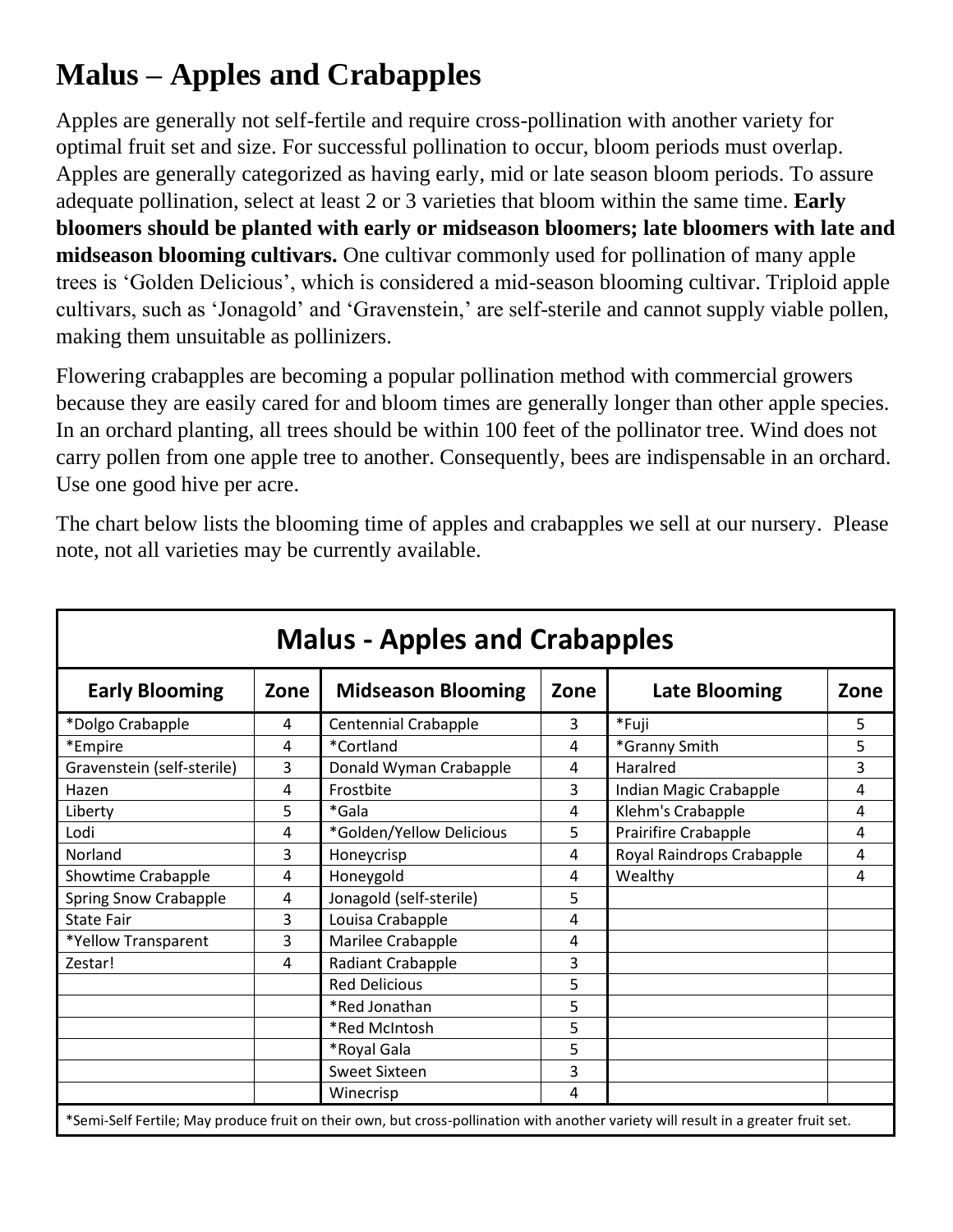# Malus – Apples and Crabapples

Apples are generally not self-fertile and require cross-pollination with another variety for optimal fruit set and size. For successful pollination to occur, bloom periods must overlap. Apples are generally categorized as having early, mid or late season bloom periods. To assure adequate pollination, select at least 2 or 3 varieties that bloom within the same time. **Early bloomers should be planted with early or midseason bloomers; late bloomers with late and midseason blooming cultivars.** One cultivar commonly used for pollination of many apple trees is 'Golden Delicious', which is considered a mid-season blooming cultivar. Triploid apple cultivars, such as 'Jonagold' and 'Gravenstein,' are self-sterile and cannot supply viable pollen, making them unsuitable as pollinizers.

Flowering crabapples are becoming a popular pollination method with commercial growers because they are easily cared for and bloom times are generally longer than other apple species. In an orchard planting, all trees should be within 100 feet of the pollinator tree. Wind does not carry pollen from one apple tree to another. Consequently, bees are indispensable in an orchard. Use one good hive per acre.

The chart below lists the blooming time of apples and crabapples we sell at our nursery. Please note, not all varieties may be currently available.

| Malus - Apples and Crabapples | | | | | |
|---|---|---|---|---|---|
| **Early Blooming** | **Zone** | **Midseason Blooming** | **Zone** | **Late Blooming** | **Zone** |
| *Dolgo Crabapple | 4 | Centennial Crabapple | 3 | *Fuji | 5 |
| *Empire | 4 | *Cortland | 4 | *Granny Smith | 5 |
| Gravenstein (self-sterile) | 3 | Donald Wyman Crabapple | 4 | Haralred | 3 |
| Hazen | 4 | Frostbite | 3 | Indian Magic Crabapple | 4 |
| Liberty | 5 | *Gala | 4 | Klehm's Crabapple | 4 |
| Lodi | 4 | *Golden/Yellow Delicious | 5 | Prairifire Crabapple | 4 |
| Norland | 3 | Honeycrisp | 4 | Royal Raindrops Crabapple | 4 |
| Showtime Crabapple | 4 | Honeygold | 4 | Wealthy | 4 |
| Spring Snow Crabapple | 4 | Jonagold (self-sterile) | 5 | | |
| State Fair | 3 | Louisa Crabapple | 4 | | |
| *Yellow Transparent | 3 | Marilee Crabapple | 4 | | |
| Zestar! | 4 | Radiant Crabapple | 3 | | |
| | | Red Delicious | 5 | | |
| | | *Red Jonathan | 5 | | |
| | | *Red McIntosh | 5 | | |
| | | *Royal Gala | 5 | | |
| | | Sweet Sixteen | 3 | | |
| | | Winecrisp | 4 | | |

*Semi-Self Fertile; May produce fruit on their own, but cross-pollination with another variety will result in a greater fruit set.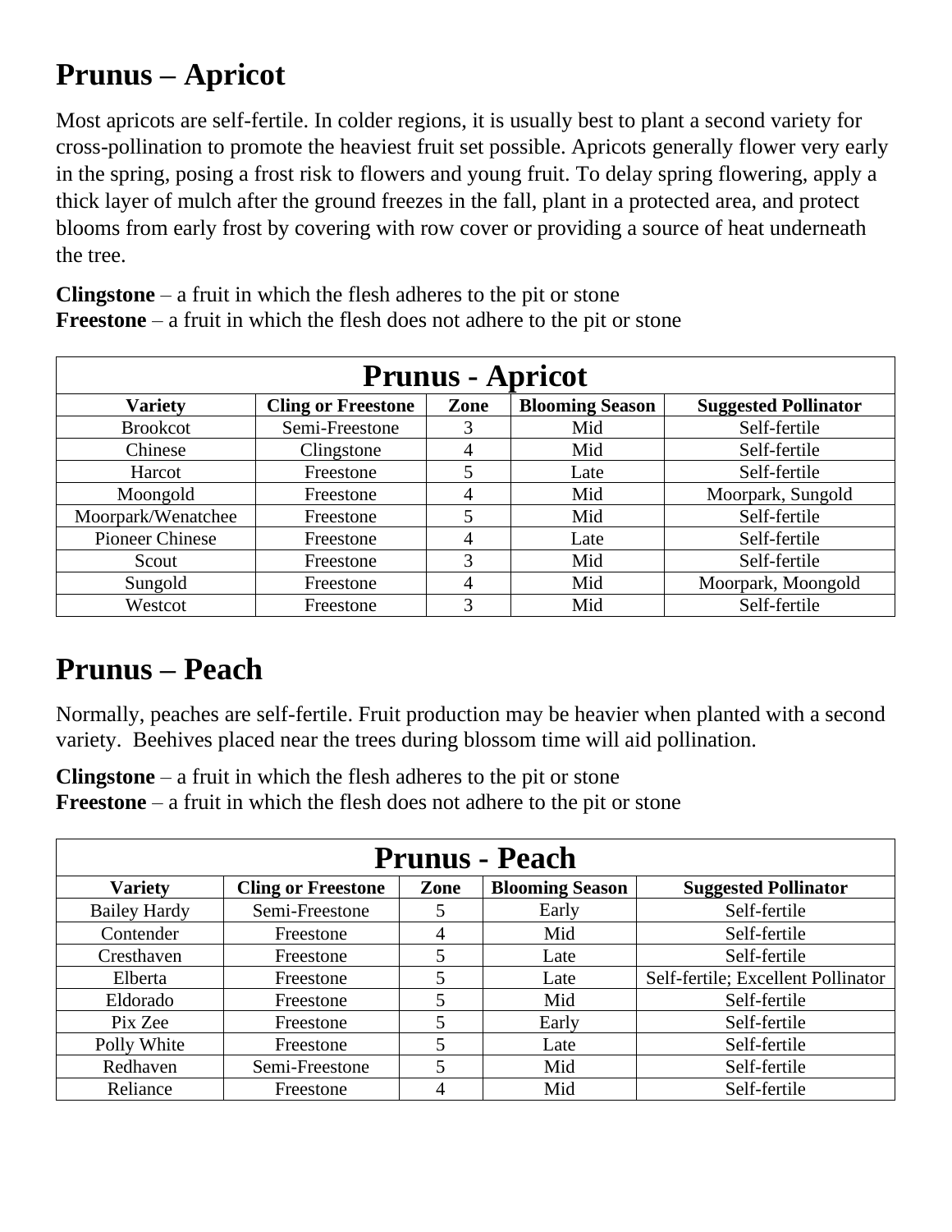# Prunus – Apricot

Most apricots are self-fertile. In colder regions, it is usually best to plant a second variety for cross-pollination to promote the heaviest fruit set possible. Apricots generally flower very early in the spring, posing a frost risk to flowers and young fruit. To delay spring flowering, apply a thick layer of mulch after the ground freezes in the fall, plant in a protected area, and protect blooms from early frost by covering with row cover or providing a source of heat underneath the tree.

**Clingstone** – a fruit in which the flesh adheres to the pit or stone
**Freestone** – a fruit in which the flesh does not adhere to the pit or stone

| Prunus - Apricot | | | | |
|---|---|---|---|---|
| **Variety** | **Cling or Freestone** | **Zone** | **Blooming Season** | **Suggested Pollinator** |
| Brookcot | Semi-Freestone | 3 | Mid | Self-fertile |
| Chinese | Clingstone | 4 | Mid | Self-fertile |
| Harcot | Freestone | 5 | Late | Self-fertile |
| Moongold | Freestone | 4 | Mid | Moorpark, Sungold |
| Moorpark/Wenatchee | Freestone | 5 | Mid | Self-fertile |
| Pioneer Chinese | Freestone | 4 | Late | Self-fertile |
| Scout | Freestone | 3 | Mid | Self-fertile |
| Sungold | Freestone | 4 | Mid | Moorpark, Moongold |
| Westcot | Freestone | 3 | Mid | Self-fertile |

# Prunus – Peach

Normally, peaches are self-fertile. Fruit production may be heavier when planted with a second variety. Beehives placed near the trees during blossom time will aid pollination.

**Clingstone** – a fruit in which the flesh adheres to the pit or stone
**Freestone** – a fruit in which the flesh does not adhere to the pit or stone

| Prunus - Peach | | | | |
|---|---|---|---|---|
| **Variety** | **Cling or Freestone** | **Zone** | **Blooming Season** | **Suggested Pollinator** |
| Bailey Hardy | Semi-Freestone | 5 | Early | Self-fertile |
| Contender | Freestone | 4 | Mid | Self-fertile |
| Cresthaven | Freestone | 5 | Late | Self-fertile |
| Elberta | Freestone | 5 | Late | Self-fertile; Excellent Pollinator |
| Eldorado | Freestone | 5 | Mid | Self-fertile |
| Pix Zee | Freestone | 5 | Early | Self-fertile |
| Polly White | Freestone | 5 | Late | Self-fertile |
| Redhaven | Semi-Freestone | 5 | Mid | Self-fertile |
| Reliance | Freestone | 4 | Mid | Self-fertile |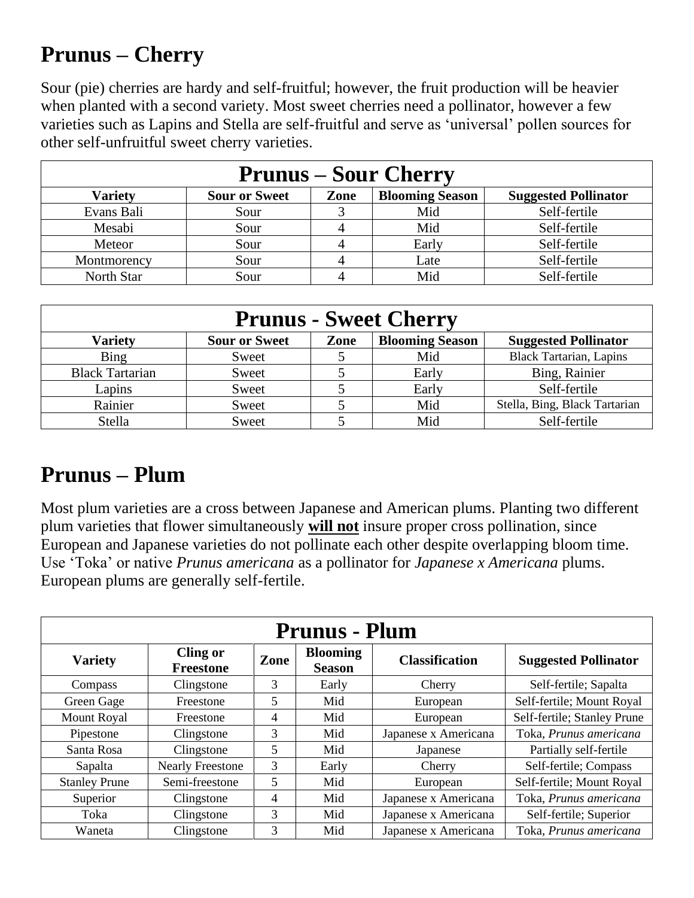## Prunus – Cherry

Sour (pie) cherries are hardy and self-fruitful; however, the fruit production will be heavier when planted with a second variety. Most sweet cherries need a pollinator, however a few varieties such as Lapins and Stella are self-fruitful and serve as 'universal' pollen sources for other self-unfruitful sweet cherry varieties.

| Prunus – Sour Cherry | | | | |
|---|---|---|---|---|
| **Variety** | **Sour or Sweet** | **Zone** | **Blooming Season** | **Suggested Pollinator** |
| Evans Bali | Sour | 3 | Mid | Self-fertile |
| Mesabi | Sour | 4 | Mid | Self-fertile |
| Meteor | Sour | 4 | Early | Self-fertile |
| Montmorency | Sour | 4 | Late | Self-fertile |
| North Star | Sour | 4 | Mid | Self-fertile |

| Prunus - Sweet Cherry | | | | |
|---|---|---|---|---|
| **Variety** | **Sour or Sweet** | **Zone** | **Blooming Season** | **Suggested Pollinator** |
| Bing | Sweet | 5 | Mid | Black Tartarian, Lapins |
| Black Tartarian | Sweet | 5 | Early | Bing, Rainier |
| Lapins | Sweet | 5 | Early | Self-fertile |
| Rainier | Sweet | 5 | Mid | Stella, Bing, Black Tartarian |
| Stella | Sweet | 5 | Mid | Self-fertile |

## Prunus – Plum

Most plum varieties are a cross between Japanese and American plums. Planting two different plum varieties that flower simultaneously **will not** insure proper cross pollination, since European and Japanese varieties do not pollinate each other despite overlapping bloom time. Use 'Toka' or native *Prunus americana* as a pollinator for *Japanese x Americana* plums. European plums are generally self-fertile.

| Prunus - Plum | | | | | |
|---|---|---|---|---|---|
| **Variety** | **Cling or Freestone** | **Zone** | **Blooming Season** | **Classification** | **Suggested Pollinator** |
| Compass | Clingstone | 3 | Early | Cherry | Self-fertile; Sapalta |
| Green Gage | Freestone | 5 | Mid | European | Self-fertile; Mount Royal |
| Mount Royal | Freestone | 4 | Mid | European | Self-fertile; Stanley Prune |
| Pipestone | Clingstone | 3 | Mid | Japanese x Americana | Toka, *Prunus americana* |
| Santa Rosa | Clingstone | 5 | Mid | Japanese | Partially self-fertile |
| Sapalta | Nearly Freestone | 3 | Early | Cherry | Self-fertile; Compass |
| Stanley Prune | Semi-freestone | 5 | Mid | European | Self-fertile; Mount Royal |
| Superior | Clingstone | 4 | Mid | Japanese x Americana | Toka, *Prunus americana* |
| Toka | Clingstone | 3 | Mid | Japanese x Americana | Self-fertile; Superior |
| Waneta | Clingstone | 3 | Mid | Japanese x Americana | Toka, *Prunus americana* |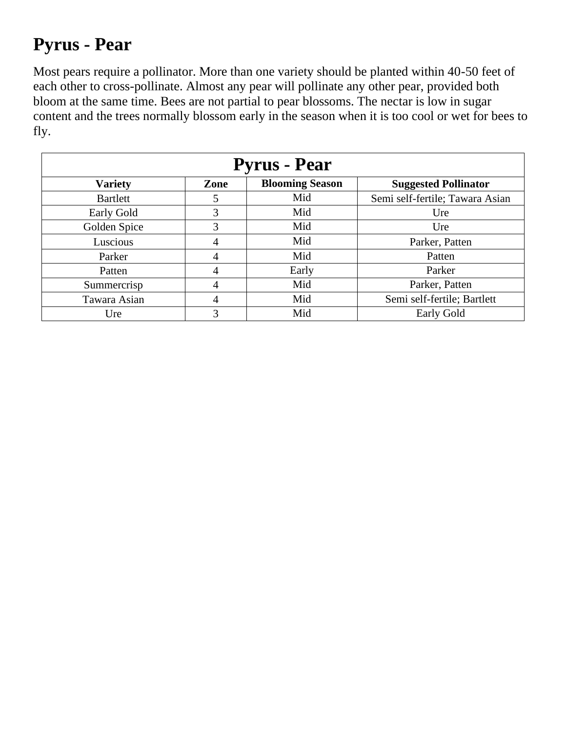# Pyrus - Pear

Most pears require a pollinator. More than one variety should be planted within 40-50 feet of each other to cross-pollinate. Almost any pear will pollinate any other pear, provided both bloom at the same time. Bees are not partial to pear blossoms. The nectar is low in sugar content and the trees normally blossom early in the season when it is too cool or wet for bees to fly.

**Pyrus - Pear**

| Variety | Zone | Blooming Season | Suggested Pollinator |
|---|---|---|---|
| Bartlett | 5 | Mid | Semi self-fertile; Tawara Asian |
| Early Gold | 3 | Mid | Ure |
| Golden Spice | 3 | Mid | Ure |
| Luscious | 4 | Mid | Parker, Patten |
| Parker | 4 | Mid | Patten |
| Patten | 4 | Early | Parker |
| Summercrisp | 4 | Mid | Parker, Patten |
| Tawara Asian | 4 | Mid | Semi self-fertile; Bartlett |
| Ure | 3 | Mid | Early Gold |